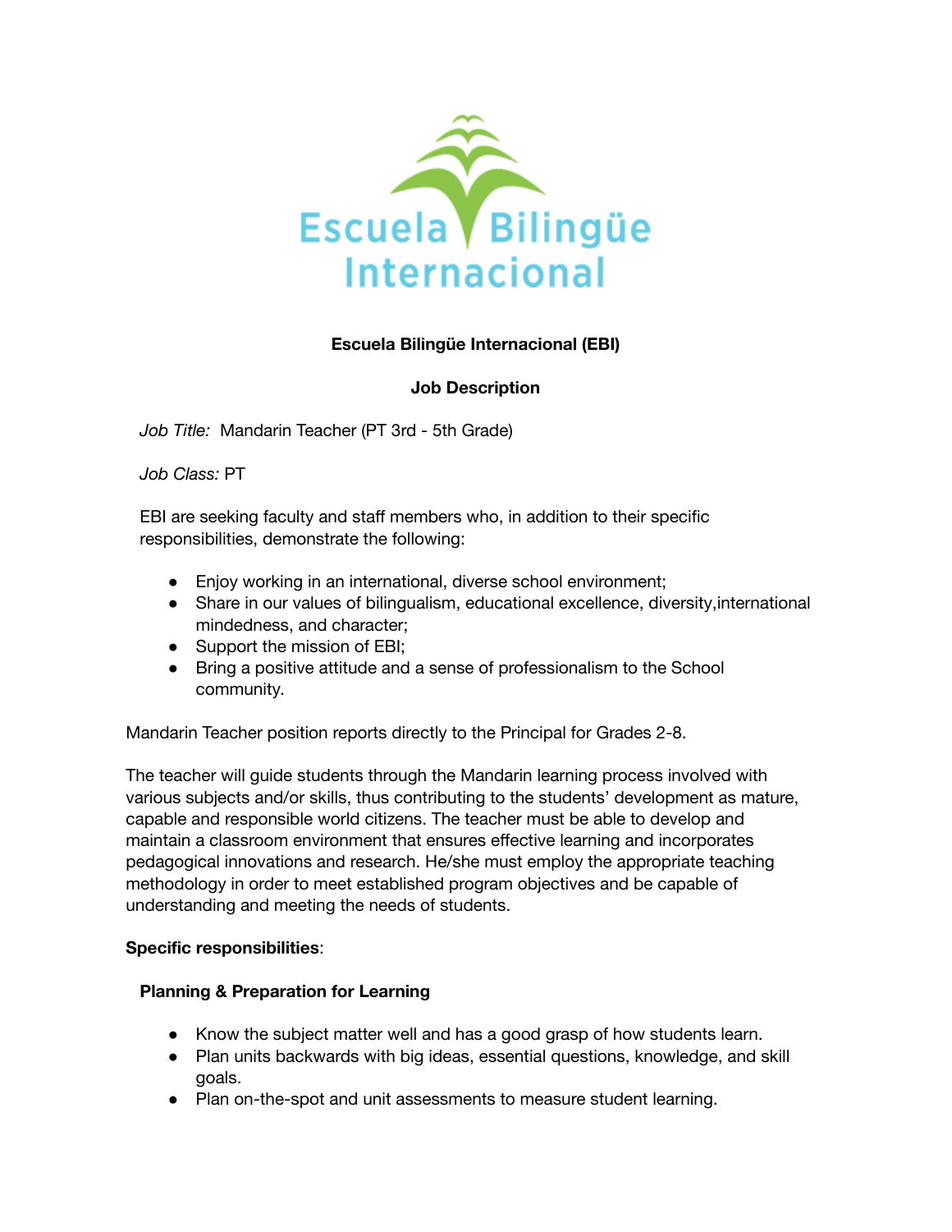**Escuela Bilingüe Internacional (EBI)**

**Job Description**

*Job Title:* Mandarin Teacher (PT 3rd - 5th Grade)

*Job Class:* PT

EBI are seeking faculty and staff members who, in addition to their specific responsibilities, demonstrate the following:

- Enjoy working in an international, diverse school environment;
- Share in our values of bilingualism, educational excellence, diversity,international mindedness, and character;
- Support the mission of EBI;
- Bring a positive attitude and a sense of professionalism to the School community.

Mandarin Teacher position reports directly to the Principal for Grades 2-8.

The teacher will guide students through the Mandarin learning process involved with various subjects and/or skills, thus contributing to the students' development as mature, capable and responsible world citizens. The teacher must be able to develop and maintain a classroom environment that ensures effective learning and incorporates pedagogical innovations and research. He/she must employ the appropriate teaching methodology in order to meet established program objectives and be capable of understanding and meeting the needs of students.

**Specific responsibilities**:

**Planning & Preparation for Learning**

- Know the subject matter well and has a good grasp of how students learn.
- Plan units backwards with big ideas, essential questions, knowledge, and skill goals.
- Plan on-the-spot and unit assessments to measure student learning.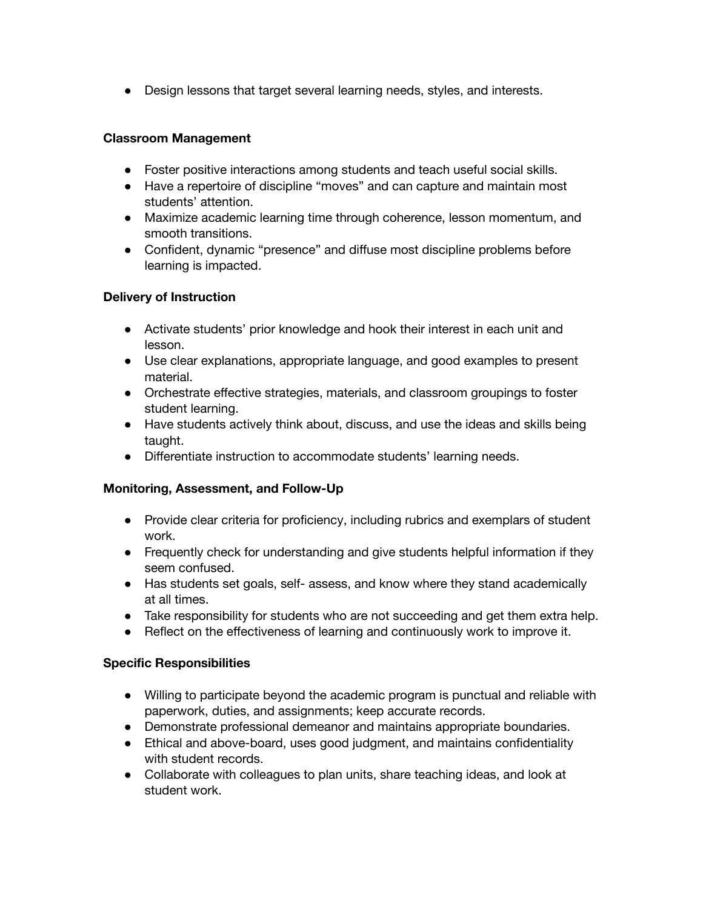- Design lessons that target several learning needs, styles, and interests.

**Classroom Management**

- Foster positive interactions among students and teach useful social skills.
- Have a repertoire of discipline "moves" and can capture and maintain most students' attention.
- Maximize academic learning time through coherence, lesson momentum, and smooth transitions.
- Confident, dynamic "presence" and diffuse most discipline problems before learning is impacted.

**Delivery of Instruction**

- Activate students' prior knowledge and hook their interest in each unit and lesson.
- Use clear explanations, appropriate language, and good examples to present material.
- Orchestrate effective strategies, materials, and classroom groupings to foster student learning.
- Have students actively think about, discuss, and use the ideas and skills being taught.
- Differentiate instruction to accommodate students' learning needs.

**Monitoring, Assessment, and Follow-Up**

- Provide clear criteria for proficiency, including rubrics and exemplars of student work.
- Frequently check for understanding and give students helpful information if they seem confused.
- Has students set goals, self- assess, and know where they stand academically at all times.
- Take responsibility for students who are not succeeding and get them extra help.
- Reflect on the effectiveness of learning and continuously work to improve it.

**Specific Responsibilities**

- Willing to participate beyond the academic program is punctual and reliable with paperwork, duties, and assignments; keep accurate records.
- Demonstrate professional demeanor and maintains appropriate boundaries.
- Ethical and above-board, uses good judgment, and maintains confidentiality with student records.
- Collaborate with colleagues to plan units, share teaching ideas, and look at student work.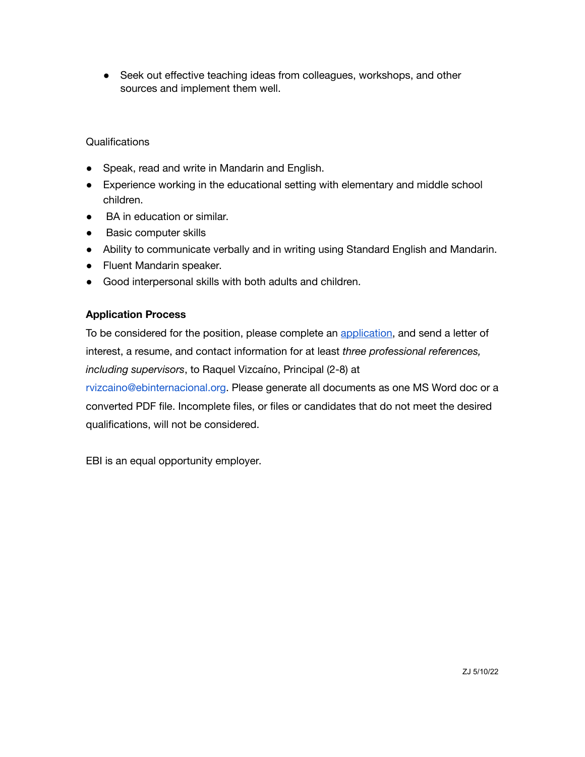- Seek out effective teaching ideas from colleagues, workshops, and other sources and implement them well.

Qualifications

- Speak, read and write in Mandarin and English.
- Experience working in the educational setting with elementary and middle school children.
- BA in education or similar.
- Basic computer skills
- Ability to communicate verbally and in writing using Standard English and Mandarin.
- Fluent Mandarin speaker.
- Good interpersonal skills with both adults and children.

**Application Process**

To be considered for the position, please complete an application, and send a letter of interest, a resume, and contact information for at least *three professional references, including supervisors*, to Raquel Vizcaíno, Principal (2-8) at rvizcaino@ebinternacional.org. Please generate all documents as one MS Word doc or a converted PDF file. Incomplete files, or files or candidates that do not meet the desired qualifications, will not be considered.

EBI is an equal opportunity employer.

ZJ 5/10/22